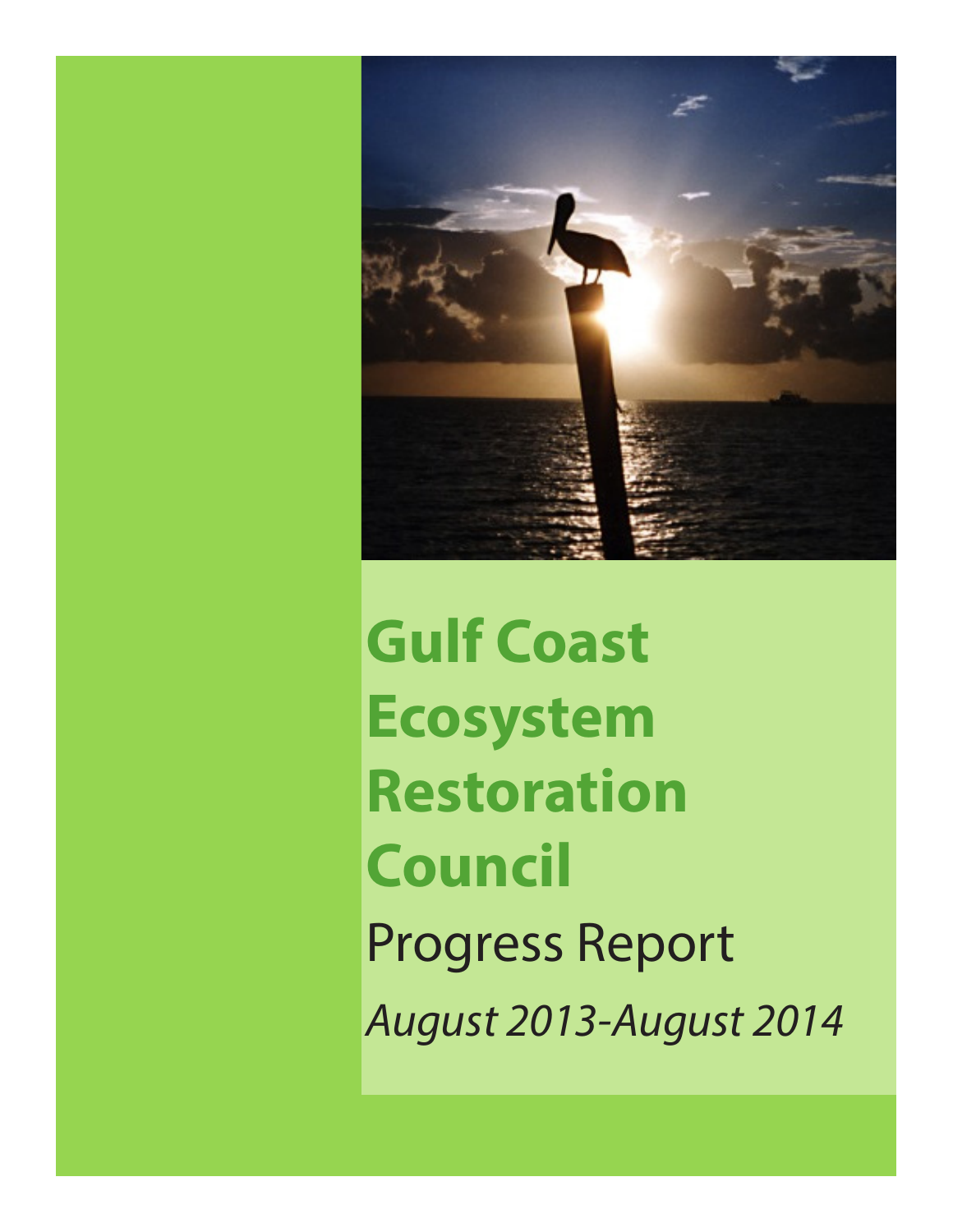# Gulf Coast Ecosystem Restoration Council

Progress Report

*August 2013-August 2014*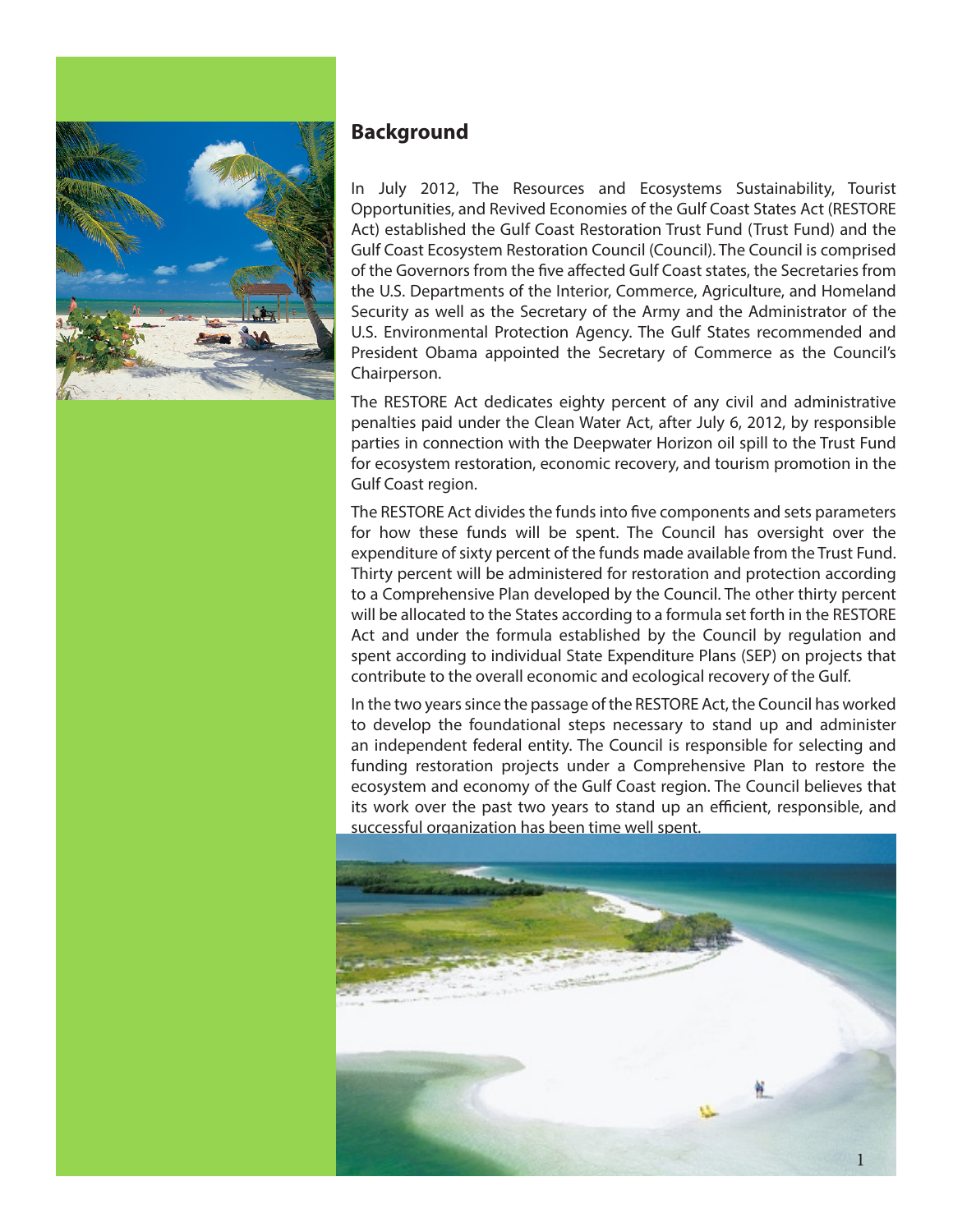## Background

In July 2012, The Resources and Ecosystems Sustainability, Tourist Opportunities, and Revived Economies of the Gulf Coast States Act (RESTORE Act) established the Gulf Coast Restoration Trust Fund (Trust Fund) and the Gulf Coast Ecosystem Restoration Council (Council). The Council is comprised of the Governors from the five affected Gulf Coast states, the Secretaries from the U.S. Departments of the Interior, Commerce, Agriculture, and Homeland Security as well as the Secretary of the Army and the Administrator of the U.S. Environmental Protection Agency. The Gulf States recommended and President Obama appointed the Secretary of Commerce as the Council's Chairperson.

The RESTORE Act dedicates eighty percent of any civil and administrative penalties paid under the Clean Water Act, after July 6, 2012, by responsible parties in connection with the Deepwater Horizon oil spill to the Trust Fund for ecosystem restoration, economic recovery, and tourism promotion in the Gulf Coast region.

The RESTORE Act divides the funds into five components and sets parameters for how these funds will be spent. The Council has oversight over the expenditure of sixty percent of the funds made available from the Trust Fund. Thirty percent will be administered for restoration and protection according to a Comprehensive Plan developed by the Council. The other thirty percent will be allocated to the States according to a formula set forth in the RESTORE Act and under the formula established by the Council by regulation and spent according to individual State Expenditure Plans (SEP) on projects that contribute to the overall economic and ecological recovery of the Gulf.

In the two years since the passage of the RESTORE Act, the Council has worked to develop the foundational steps necessary to stand up and administer an independent federal entity. The Council is responsible for selecting and funding restoration projects under a Comprehensive Plan to restore the ecosystem and economy of the Gulf Coast region. The Council believes that its work over the past two years to stand up an efficient, responsible, and successful organization has been time well spent.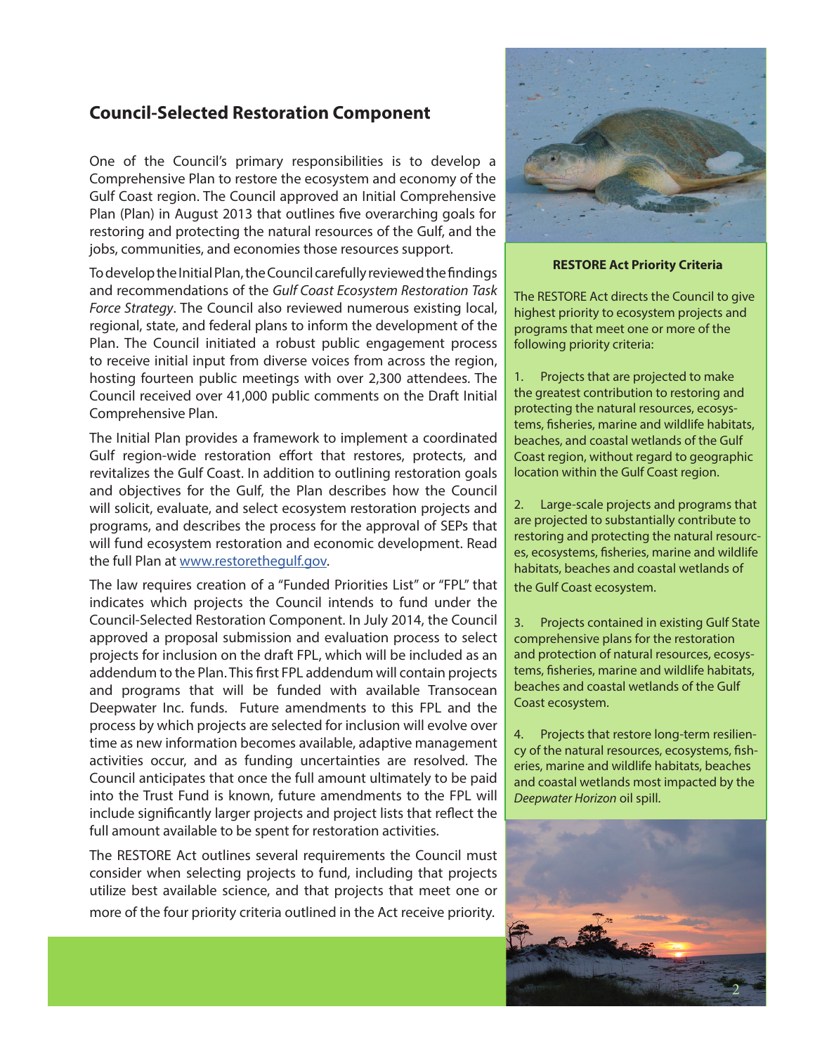## Council-Selected Restoration Component

One of the Council's primary responsibilities is to develop a Comprehensive Plan to restore the ecosystem and economy of the Gulf Coast region. The Council approved an Initial Comprehensive Plan (Plan) in August 2013 that outlines five overarching goals for restoring and protecting the natural resources of the Gulf, and the jobs, communities, and economies those resources support.

To develop the Initial Plan, the Council carefully reviewed the findings and recommendations of the *Gulf Coast Ecosystem Restoration Task Force Strategy*. The Council also reviewed numerous existing local, regional, state, and federal plans to inform the development of the Plan. The Council initiated a robust public engagement process to receive initial input from diverse voices from across the region, hosting fourteen public meetings with over 2,300 attendees. The Council received over 41,000 public comments on the Draft Initial Comprehensive Plan.

The Initial Plan provides a framework to implement a coordinated Gulf region-wide restoration effort that restores, protects, and revitalizes the Gulf Coast. In addition to outlining restoration goals and objectives for the Gulf, the Plan describes how the Council will solicit, evaluate, and select ecosystem restoration projects and programs, and describes the process for the approval of SEPs that will fund ecosystem restoration and economic development. Read the full Plan at [www.restorethegulf.gov](http://www.restorethegulf.gov).

The law requires creation of a "Funded Priorities List" or "FPL" that indicates which projects the Council intends to fund under the Council-Selected Restoration Component. In July 2014, the Council approved a proposal submission and evaluation process to select projects for inclusion on the draft FPL, which will be included as an addendum to the Plan. This first FPL addendum will contain projects and programs that will be funded with available Transocean Deepwater Inc. funds. Future amendments to this FPL and the process by which projects are selected for inclusion will evolve over time as new information becomes available, adaptive management activities occur, and as funding uncertainties are resolved. The Council anticipates that once the full amount ultimately to be paid into the Trust Fund is known, future amendments to the FPL will include significantly larger projects and project lists that reflect the full amount available to be spent for restoration activities.

The RESTORE Act outlines several requirements the Council must consider when selecting projects to fund, including that projects utilize best available science, and that projects that meet one or more of the four priority criteria outlined in the Act receive priority.

**RESTORE Act Priority Criteria**

The RESTORE Act directs the Council to give highest priority to ecosystem projects and programs that meet one or more of the following priority criteria:

1. Projects that are projected to make the greatest contribution to restoring and protecting the natural resources, ecosystems, fisheries, marine and wildlife habitats, beaches, and coastal wetlands of the Gulf Coast region, without regard to geographic location within the Gulf Coast region.

2. Large-scale projects and programs that are projected to substantially contribute to restoring and protecting the natural resources, ecosystems, fisheries, marine and wildlife habitats, beaches and coastal wetlands of the Gulf Coast ecosystem.

3. Projects contained in existing Gulf State comprehensive plans for the restoration and protection of natural resources, ecosystems, fisheries, marine and wildlife habitats, beaches and coastal wetlands of the Gulf Coast ecosystem.

4. Projects that restore long-term resiliency of the natural resources, ecosystems, fisheries, marine and wildlife habitats, beaches and coastal wetlands most impacted by the *Deepwater Horizon* oil spill.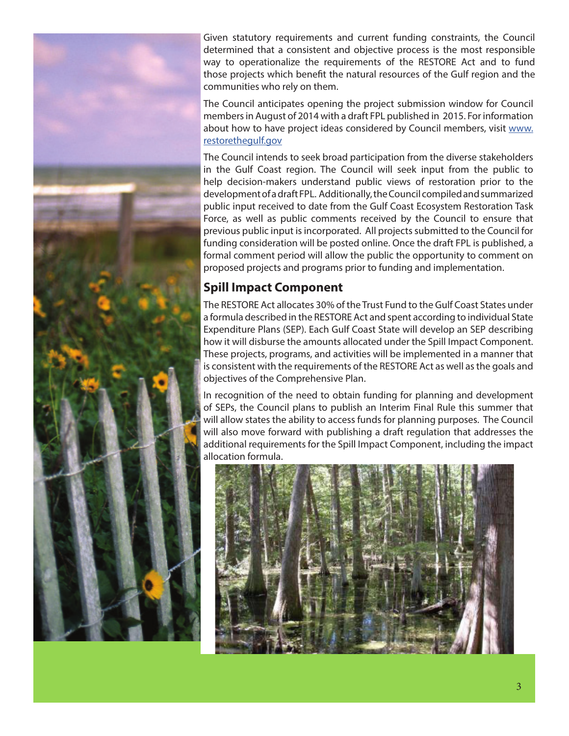Given statutory requirements and current funding constraints, the Council determined that a consistent and objective process is the most responsible way to operationalize the requirements of the RESTORE Act and to fund those projects which benefit the natural resources of the Gulf region and the communities who rely on them.

The Council anticipates opening the project submission window for Council members in August of 2014 with a draft FPL published in 2015. For information about how to have project ideas considered by Council members, visit www.restorethegulf.gov

The Council intends to seek broad participation from the diverse stakeholders in the Gulf Coast region. The Council will seek input from the public to help decision-makers understand public views of restoration prior to the development of a draft FPL. Additionally, the Council compiled and summarized public input received to date from the Gulf Coast Ecosystem Restoration Task Force, as well as public comments received by the Council to ensure that previous public input is incorporated. All projects submitted to the Council for funding consideration will be posted online. Once the draft FPL is published, a formal comment period will allow the public the opportunity to comment on proposed projects and programs prior to funding and implementation.

## Spill Impact Component

The RESTORE Act allocates 30% of the Trust Fund to the Gulf Coast States under a formula described in the RESTORE Act and spent according to individual State Expenditure Plans (SEP). Each Gulf Coast State will develop an SEP describing how it will disburse the amounts allocated under the Spill Impact Component. These projects, programs, and activities will be implemented in a manner that is consistent with the requirements of the RESTORE Act as well as the goals and objectives of the Comprehensive Plan.

In recognition of the need to obtain funding for planning and development of SEPs, the Council plans to publish an Interim Final Rule this summer that will allow states the ability to access funds for planning purposes. The Council will also move forward with publishing a draft regulation that addresses the additional requirements for the Spill Impact Component, including the impact allocation formula.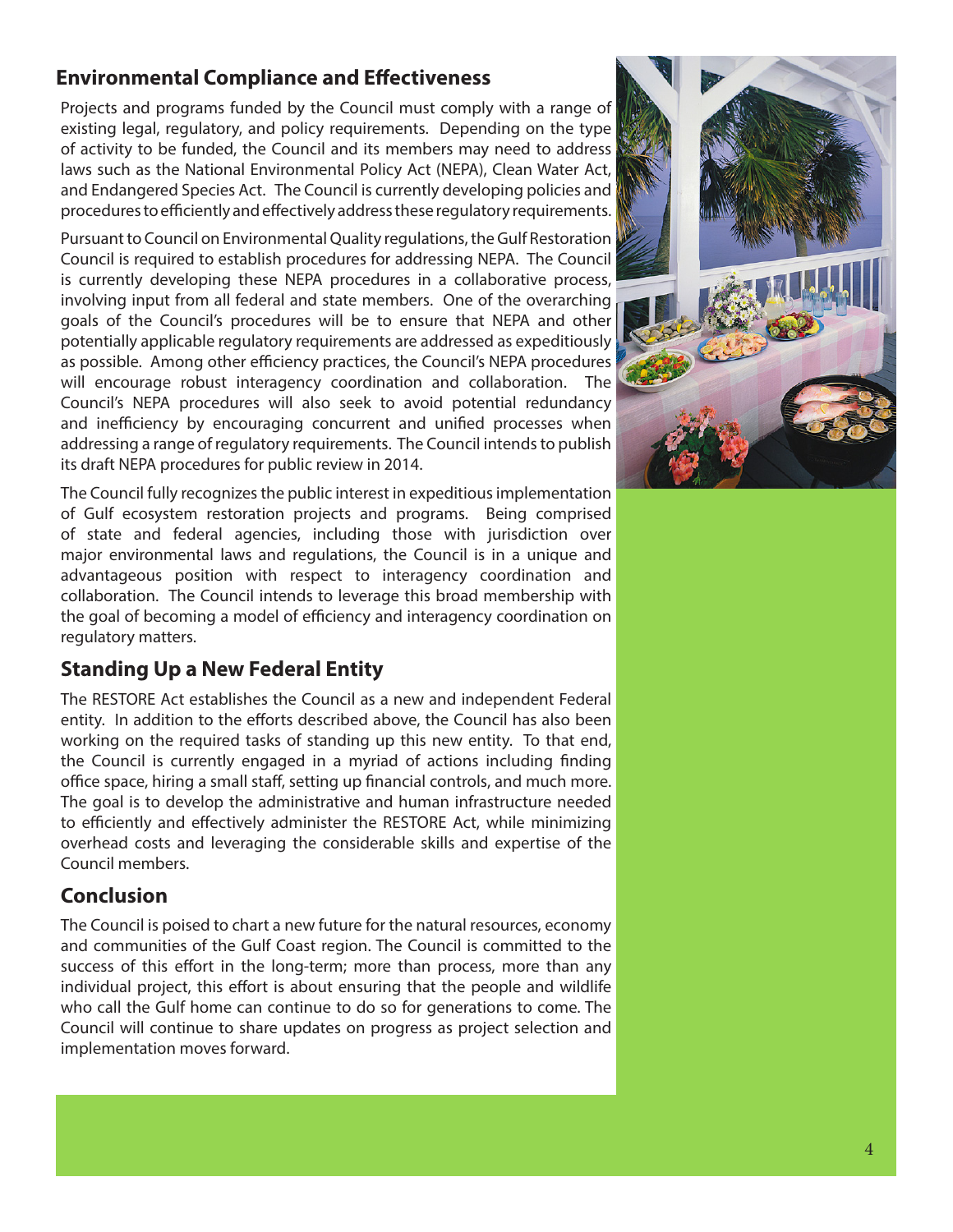## Environmental Compliance and Effectiveness

Projects and programs funded by the Council must comply with a range of existing legal, regulatory, and policy requirements. Depending on the type of activity to be funded, the Council and its members may need to address laws such as the National Environmental Policy Act (NEPA), Clean Water Act, and Endangered Species Act. The Council is currently developing policies and procedures to efficiently and effectively address these regulatory requirements.

Pursuant to Council on Environmental Quality regulations, the Gulf Restoration Council is required to establish procedures for addressing NEPA. The Council is currently developing these NEPA procedures in a collaborative process, involving input from all federal and state members. One of the overarching goals of the Council's procedures will be to ensure that NEPA and other potentially applicable regulatory requirements are addressed as expeditiously as possible. Among other efficiency practices, the Council's NEPA procedures will encourage robust interagency coordination and collaboration. The Council's NEPA procedures will also seek to avoid potential redundancy and inefficiency by encouraging concurrent and unified processes when addressing a range of regulatory requirements. The Council intends to publish its draft NEPA procedures for public review in 2014.

The Council fully recognizes the public interest in expeditious implementation of Gulf ecosystem restoration projects and programs. Being comprised of state and federal agencies, including those with jurisdiction over major environmental laws and regulations, the Council is in a unique and advantageous position with respect to interagency coordination and collaboration. The Council intends to leverage this broad membership with the goal of becoming a model of efficiency and interagency coordination on regulatory matters.

## Standing Up a New Federal Entity

The RESTORE Act establishes the Council as a new and independent Federal entity. In addition to the efforts described above, the Council has also been working on the required tasks of standing up this new entity. To that end, the Council is currently engaged in a myriad of actions including finding office space, hiring a small staff, setting up financial controls, and much more. The goal is to develop the administrative and human infrastructure needed to efficiently and effectively administer the RESTORE Act, while minimizing overhead costs and leveraging the considerable skills and expertise of the Council members.

## Conclusion

The Council is poised to chart a new future for the natural resources, economy and communities of the Gulf Coast region. The Council is committed to the success of this effort in the long-term; more than process, more than any individual project, this effort is about ensuring that the people and wildlife who call the Gulf home can continue to do so for generations to come. The Council will continue to share updates on progress as project selection and implementation moves forward.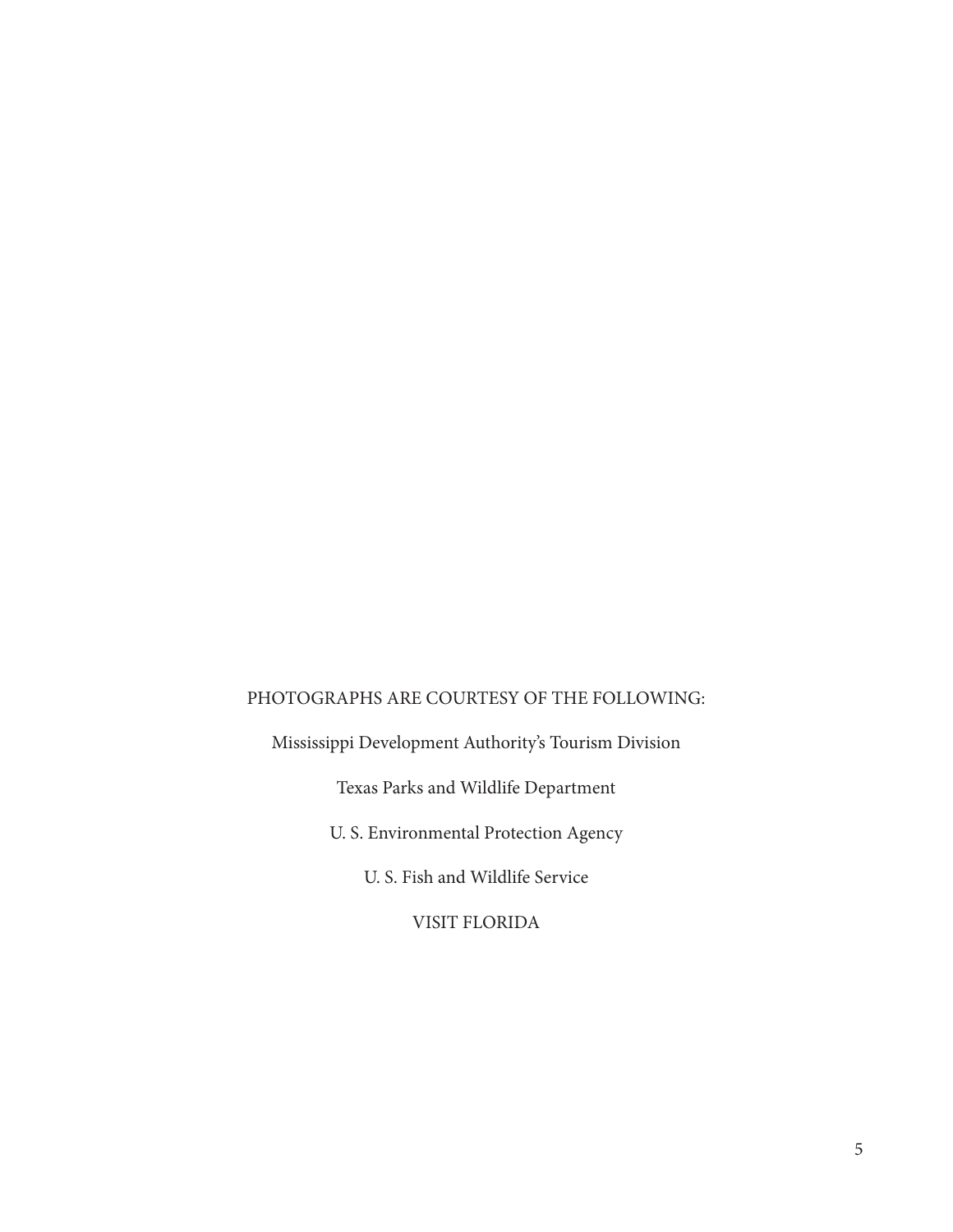PHOTOGRAPHS ARE COURTESY OF THE FOLLOWING:

Mississippi Development Authority's Tourism Division

Texas Parks and Wildlife Department

U. S. Environmental Protection Agency

U. S. Fish and Wildlife Service

VISIT FLORIDA